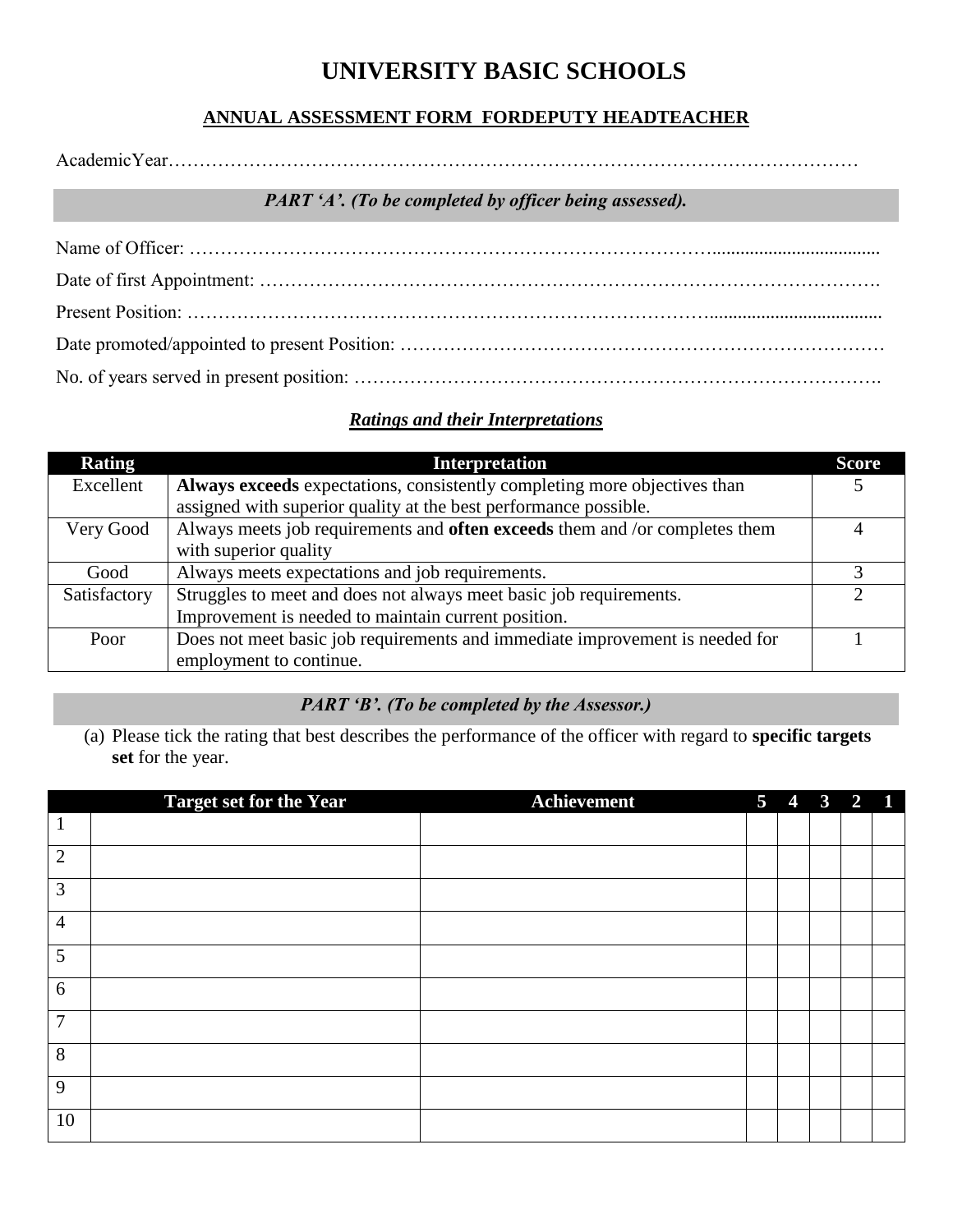# UNIVERSITY BASIC SCHOOLS

## ANNUAL ASSESSMENT FORM FORDEPUTY HEADTEACHER

AcademicYear……………………………………………………………………………………………

***PART 'A'. (To be completed by officer being assessed).***

Name of Officer: ……………………………………………………………………………………………………

Date of first Appointment: ……………………………………………………………………………………….

Present Position: ……………………………………………………………………………………………………

Date promoted/appointed to present Position: ……………………………………………………………………

No. of years served in present position: ……………………………………………………………………….

***Ratings and their Interpretations***

| Rating | Interpretation | Score |
|---|---|---|
| Excellent | **Always exceeds** expectations, consistently completing more objectives than assigned with superior quality at the best performance possible. | 5 |
| Very Good | Always meets job requirements and **often exceeds** them and /or completes them with superior quality | 4 |
| Good | Always meets expectations and job requirements. | 3 |
| Satisfactory | Struggles to meet and does not always meet basic job requirements. Improvement is needed to maintain current position. | 2 |
| Poor | Does not meet basic job requirements and immediate improvement is needed for employment to continue. | 1 |

***PART 'B'. (To be completed by the Assessor.)***

(a) Please tick the rating that best describes the performance of the officer with regard to **specific targets set** for the year.

| | Target set for the Year | Achievement | 5 | 4 | 3 | 2 | 1 |
|---|---|---|---|---|---|---|---|
| 1 | | | | | | | |
| 2 | | | | | | | |
| 3 | | | | | | | |
| 4 | | | | | | | |
| 5 | | | | | | | |
| 6 | | | | | | | |
| 7 | | | | | | | |
| 8 | | | | | | | |
| 9 | | | | | | | |
| 10 | | | | | | | |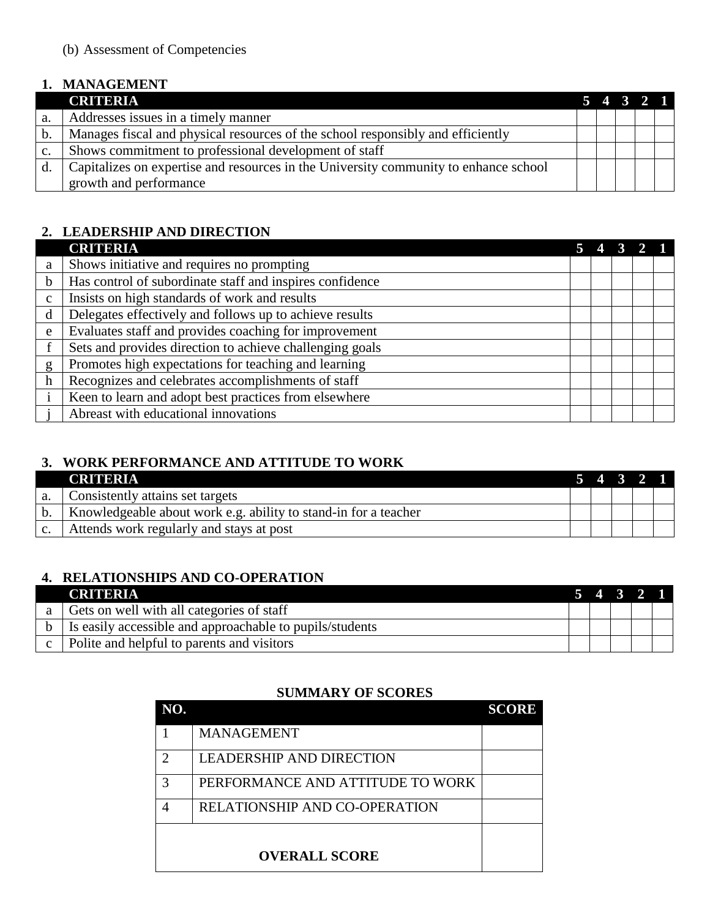(b) Assessment of Competencies

## 1. MANAGEMENT

| | CRITERIA | 5 | 4 | 3 | 2 | 1 |
|---|---|---|---|---|---|---|
| a. | Addresses issues in a timely manner | | | | | |
| b. | Manages fiscal and physical resources of the school responsibly and efficiently | | | | | |
| c. | Shows commitment to professional development of staff | | | | | |
| d. | Capitalizes on expertise and resources in the University community to enhance school growth and performance | | | | | |

## 2. LEADERSHIP AND DIRECTION

| | CRITERIA | 5 | 4 | 3 | 2 | 1 |
|---|---|---|---|---|---|---|
| a | Shows initiative and requires no prompting | | | | | |
| b | Has control of subordinate staff and inspires confidence | | | | | |
| c | Insists on high standards of work and results | | | | | |
| d | Delegates effectively and follows up to achieve results | | | | | |
| e | Evaluates staff and provides coaching for improvement | | | | | |
| f | Sets and provides direction to achieve challenging goals | | | | | |
| g | Promotes high expectations for teaching and learning | | | | | |
| h | Recognizes and celebrates accomplishments of staff | | | | | |
| i | Keen to learn and adopt best practices from elsewhere | | | | | |
| j | Abreast with educational innovations | | | | | |

## 3. WORK PERFORMANCE AND ATTITUDE TO WORK

| | CRITERIA | 5 | 4 | 3 | 2 | 1 |
|---|---|---|---|---|---|---|
| a. | Consistently attains set targets | | | | | |
| b. | Knowledgeable about work e.g. ability to stand-in for a teacher | | | | | |
| c. | Attends work regularly and stays at post | | | | | |

## 4. RELATIONSHIPS AND CO-OPERATION

| | CRITERIA | 5 | 4 | 3 | 2 | 1 |
|---|---|---|---|---|---|---|
| a | Gets on well with all categories of staff | | | | | |
| b | Is easily accessible and approachable to pupils/students | | | | | |
| c | Polite and helpful to parents and visitors | | | | | |

**SUMMARY OF SCORES**

| NO. | | SCORE |
|---|---|---|
| 1 | MANAGEMENT | |
| 2 | LEADERSHIP AND DIRECTION | |
| 3 | PERFORMANCE AND ATTITUDE TO WORK | |
| 4 | RELATIONSHIP AND CO-OPERATION | |
| **OVERALL SCORE** | | |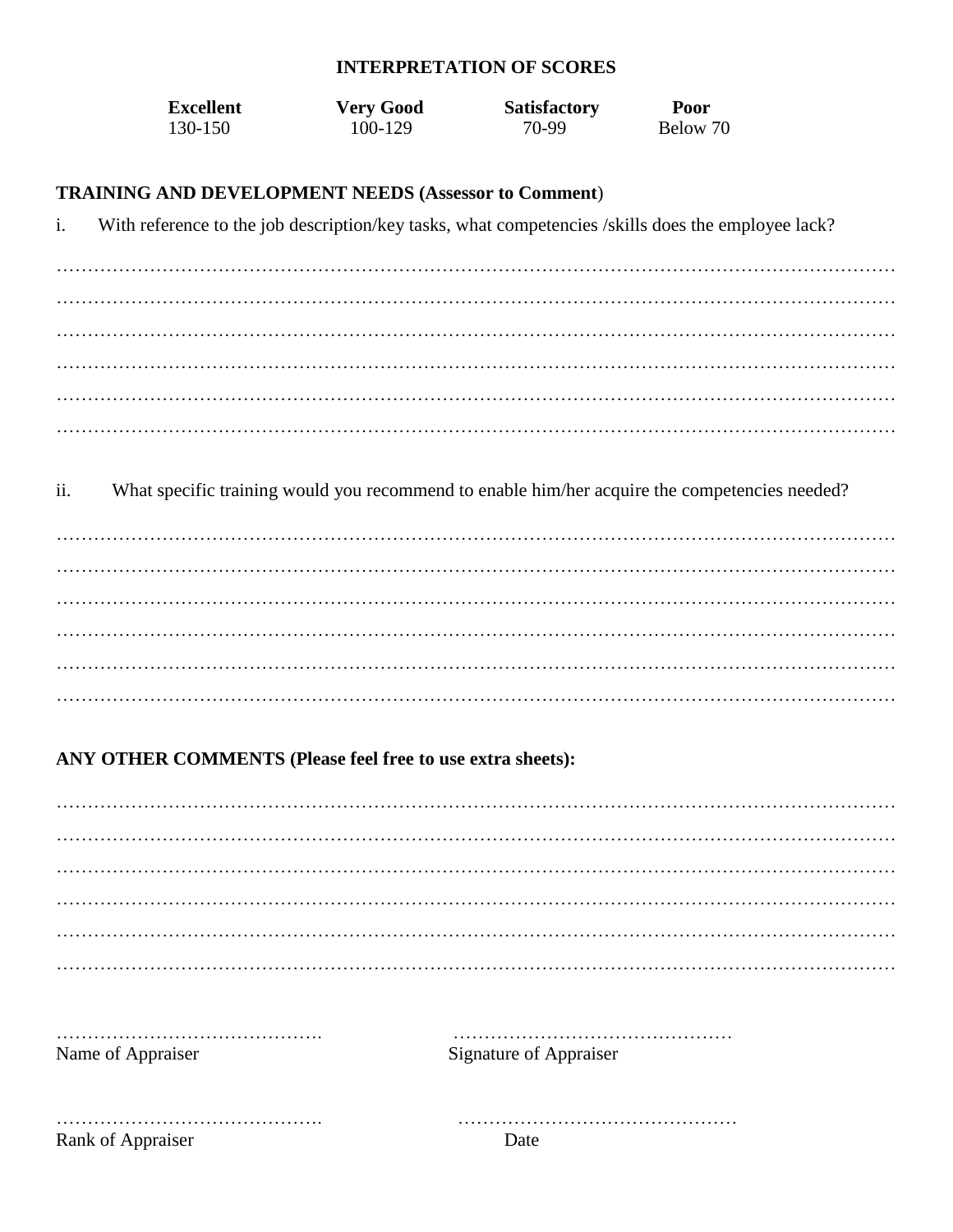## INTERPRETATION OF SCORES

| Excellent | Very Good | Satisfactory | Poor |
| --- | --- | --- | --- |
| 130-150 | 100-129 | 70-99 | Below 70 |

**TRAINING AND DEVELOPMENT NEEDS (Assessor to Comment)**

i. With reference to the job description/key tasks, what competencies /skills does the employee lack?

……………………………………………………………………………………………………………………
……………………………………………………………………………………………………………………
……………………………………………………………………………………………………………………
……………………………………………………………………………………………………………………
……………………………………………………………………………………………………………………
……………………………………………………………………………………………………………………

ii. What specific training would you recommend to enable him/her acquire the competencies needed?

……………………………………………………………………………………………………………………
……………………………………………………………………………………………………………………
……………………………………………………………………………………………………………………
……………………………………………………………………………………………………………………
……………………………………………………………………………………………………………………
……………………………………………………………………………………………………………………

**ANY OTHER COMMENTS (Please feel free to use extra sheets):**

……………………………………………………………………………………………………………………
……………………………………………………………………………………………………………………
……………………………………………………………………………………………………………………
……………………………………………………………………………………………………………………
……………………………………………………………………………………………………………………
……………………………………………………………………………………………………………………

……………………………………. ……………………………………….
Name of Appraiser Signature of Appraiser

……………………………………. ……………………………………….
Rank of Appraiser Date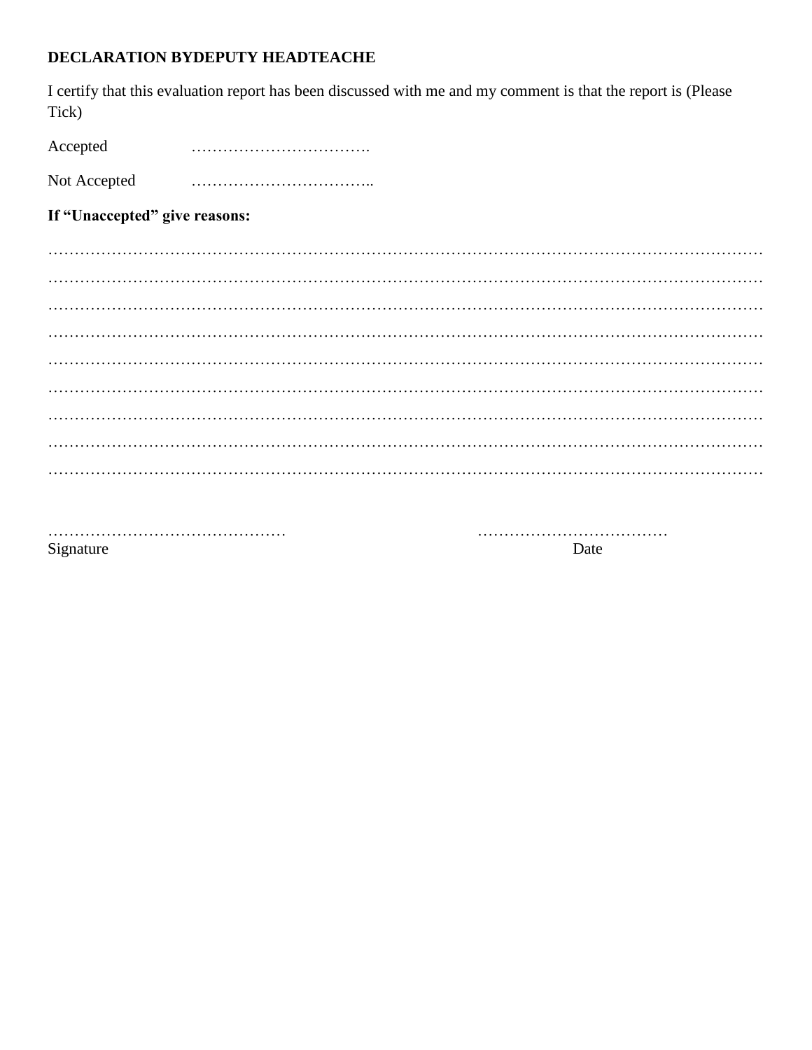**DECLARATION BYDEPUTY HEADTEACHE**

I certify that this evaluation report has been discussed with me and my comment is that the report is (Please Tick)

Accepted ……………………………….

Not Accepted ………………………………..

**If "Unaccepted" give reasons:**

………………………………………………………………………………………………………………………
………………………………………………………………………………………………………………………
………………………………………………………………………………………………………………………
………………………………………………………………………………………………………………………
………………………………………………………………………………………………………………………
………………………………………………………………………………………………………………………
………………………………………………………………………………………………………………………
………………………………………………………………………………………………………………………
………………………………………………………………………………………………………………………

……………………………………………… ……………………………………
Signature Date